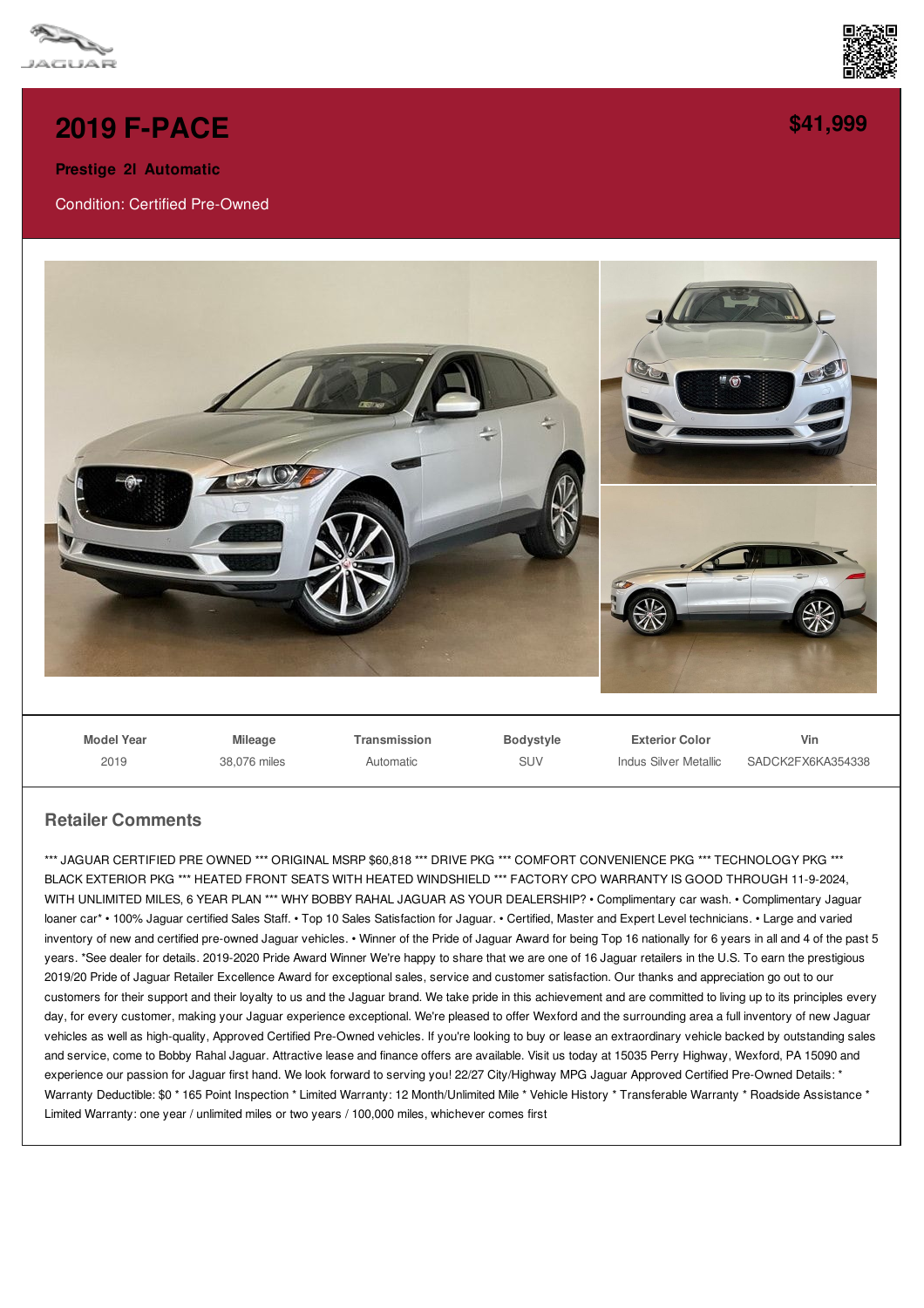# 2019 F-PACE

**$41,999**

**Prestige 2l Automatic**

Condition: Certified Pre-Owned

| Model Year | Mileage | Transmission | Bodystyle | Exterior Color | Vin |
|---|---|---|---|---|---|
| 2019 | 38,076 miles | Automatic | SUV | Indus Silver Metallic | SADCK2FX6KA354338 |

## Retailer Comments

*** JAGUAR CERTIFIED PRE OWNED *** ORIGINAL MSRP $60,818 *** DRIVE PKG *** COMFORT CONVENIENCE PKG *** TECHNOLOGY PKG *** BLACK EXTERIOR PKG *** HEATED FRONT SEATS WITH HEATED WINDSHIELD *** FACTORY CPO WARRANTY IS GOOD THROUGH 11-9-2024, WITH UNLIMITED MILES, 6 YEAR PLAN *** WHY BOBBY RAHAL JAGUAR AS YOUR DEALERSHIP? • Complimentary car wash. • Complimentary Jaguar loaner car* • 100% Jaguar certified Sales Staff. • Top 10 Sales Satisfaction for Jaguar. • Certified, Master and Expert Level technicians. • Large and varied inventory of new and certified pre-owned Jaguar vehicles. • Winner of the Pride of Jaguar Award for being Top 16 nationally for 6 years in all and 4 of the past 5 years. *See dealer for details. 2019-2020 Pride Award Winner We're happy to share that we are one of 16 Jaguar retailers in the U.S. To earn the prestigious 2019/20 Pride of Jaguar Retailer Excellence Award for exceptional sales, service and customer satisfaction. Our thanks and appreciation go out to our customers for their support and their loyalty to us and the Jaguar brand. We take pride in this achievement and are committed to living up to its principles every day, for every customer, making your Jaguar experience exceptional. We're pleased to offer Wexford and the surrounding area a full inventory of new Jaguar vehicles as well as high-quality, Approved Certified Pre-Owned vehicles. If you're looking to buy or lease an extraordinary vehicle backed by outstanding sales and service, come to Bobby Rahal Jaguar. Attractive lease and finance offers are available. Visit us today at 15035 Perry Highway, Wexford, PA 15090 and experience our passion for Jaguar first hand. We look forward to serving you! 22/27 City/Highway MPG Jaguar Approved Certified Pre-Owned Details: * Warranty Deductible: $0 * 165 Point Inspection * Limited Warranty: 12 Month/Unlimited Mile * Vehicle History * Transferable Warranty * Roadside Assistance * Limited Warranty: one year / unlimited miles or two years / 100,000 miles, whichever comes first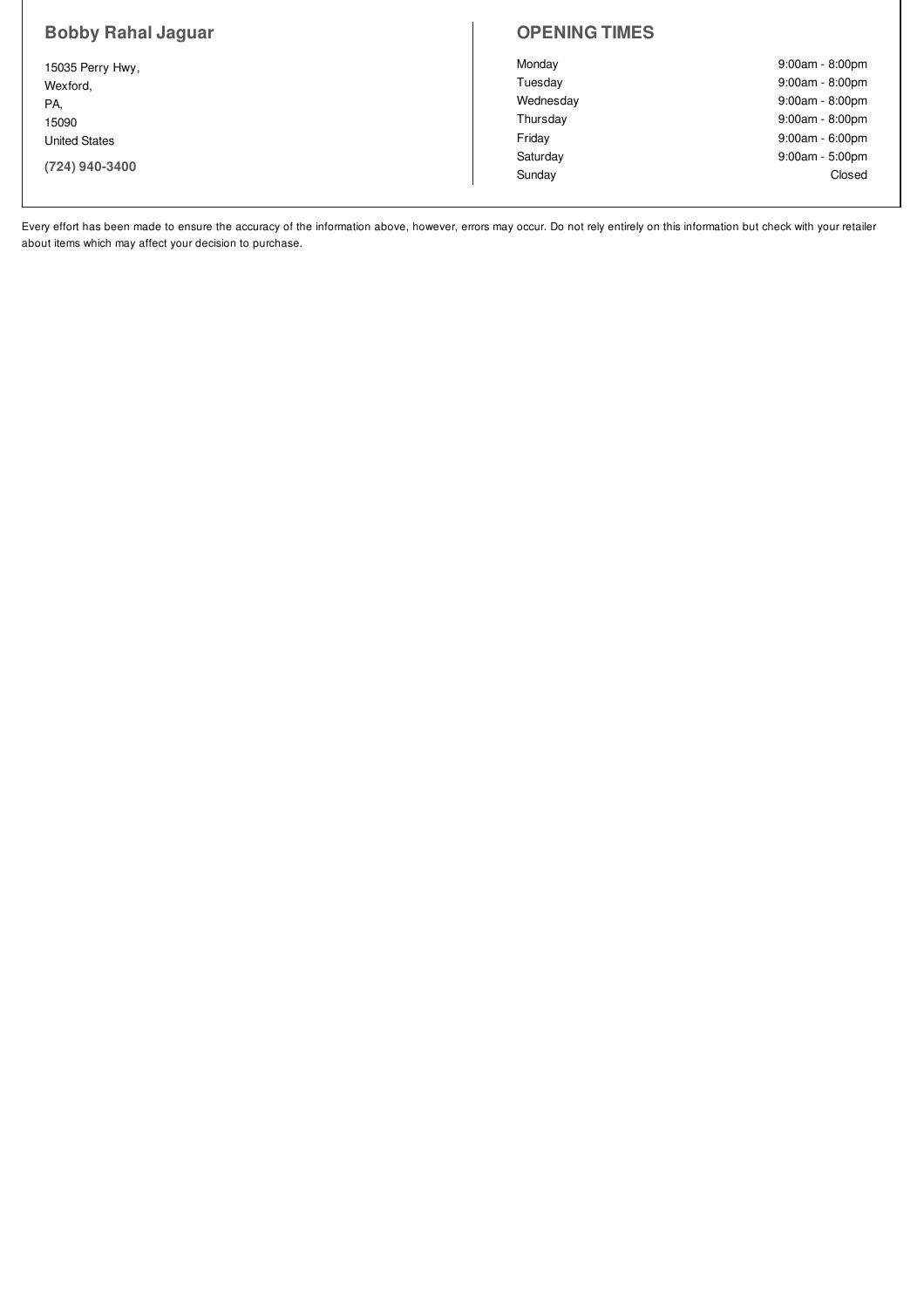## Bobby Rahal Jaguar

15035 Perry Hwy,
Wexford,
PA,
15090
United States

**(724) 940-3400**

## OPENING TIMES

| | |
|---|---|
| Monday | 9:00am - 8:00pm |
| Tuesday | 9:00am - 8:00pm |
| Wednesday | 9:00am - 8:00pm |
| Thursday | 9:00am - 8:00pm |
| Friday | 9:00am - 6:00pm |
| Saturday | 9:00am - 5:00pm |
| Sunday | Closed |

Every effort has been made to ensure the accuracy of the information above, however, errors may occur. Do not rely entirely on this information but check with your retailer about items which may affect your decision to purchase.